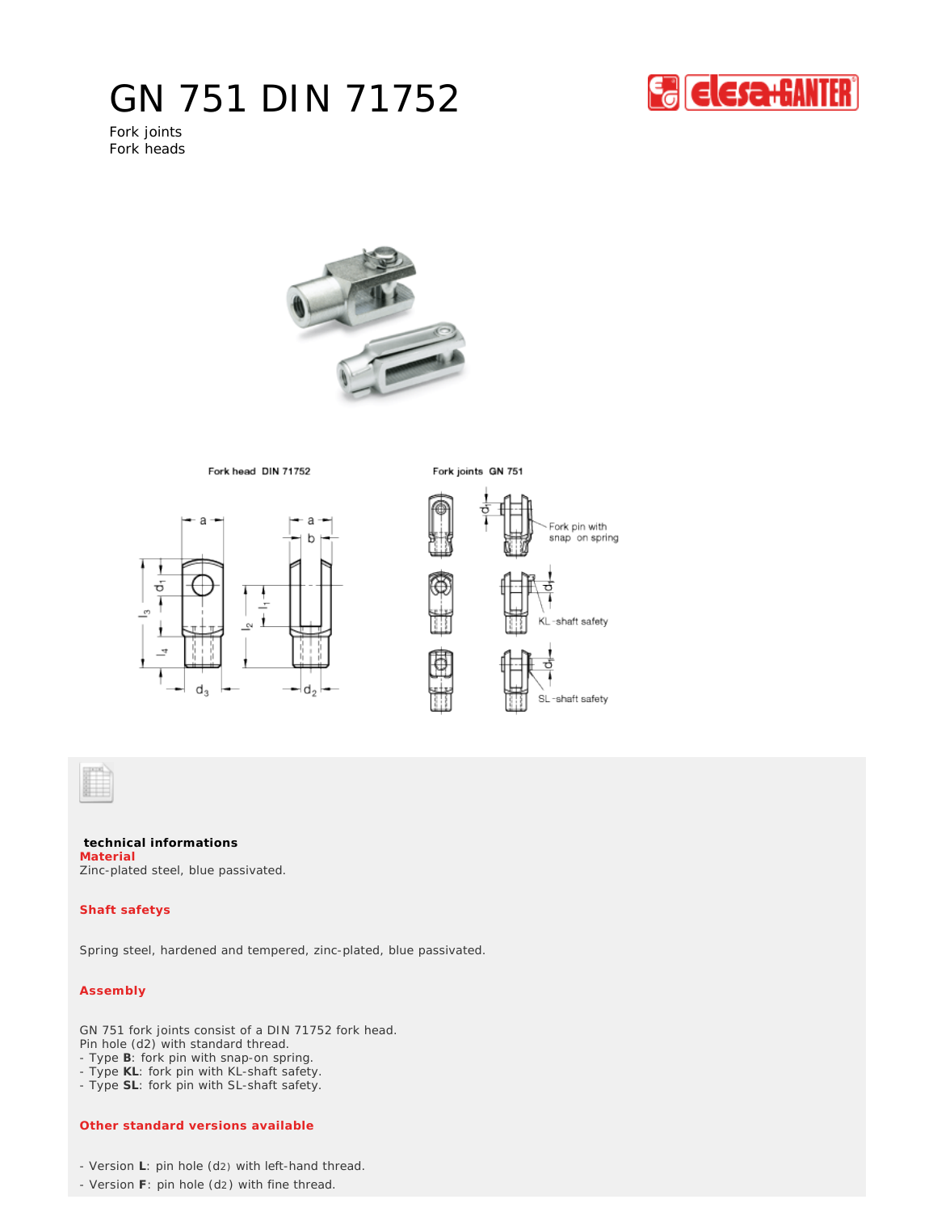# GN 751 DIN 71752

Fork joints
Fork heads

Fork head DIN 71752

Fork joints GN 751

Fork pin with snap on spring

KL-shaft safety

SL-shaft safety

**technical informations**

**Material**

Zinc-plated steel, blue passivated.

**Shaft safetys**

Spring steel, hardened and tempered, zinc-plated, blue passivated.

**Assembly**

GN 751 fork joints consist of a DIN 71752 fork head.
Pin hole (d2) with standard thread.
- Type **B**: fork pin with snap-on spring.
- Type **KL**: fork pin with KL-shaft safety.
- Type **SL**: fork pin with SL-shaft safety.

**Other standard versions available**

- Version **L**: pin hole (d2) with left-hand thread.
- Version **F**: pin hole (d2) with fine thread.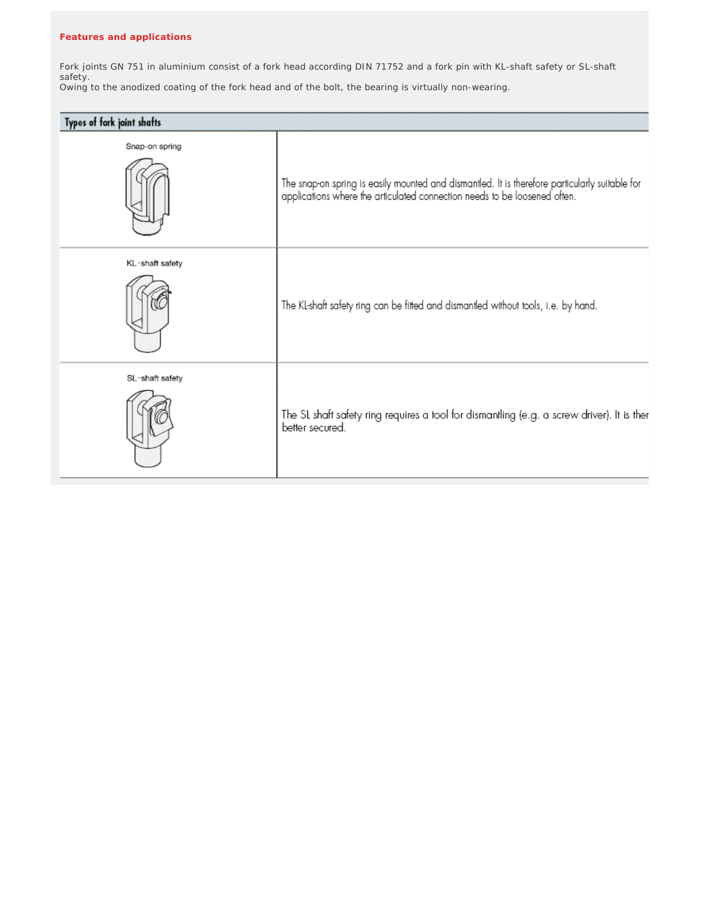**Features and applications**

Fork joints GN 751 in aluminium consist of a fork head according DIN 71752 and a fork pin with KL-shaft safety or SL-shaft safety.
Owing to the anodized coating of the fork head and of the bolt, the bearing is virtually non-wearing.

| Types of fork joint shafts | |
|---|---|
| Snap-on spring | The snap-on spring is easily mounted and dismantled. It is therefore particularly suitable for applications where the articulated connection needs to be loosened often. |
| KL-shaft safety | The KL-shaft safety ring can be fitted and dismantled without tools, i.e. by hand. |
| SL-shaft safety | The SL shaft safety ring requires a tool for dismantling (e.g. a screw driver). It is ther better secured. |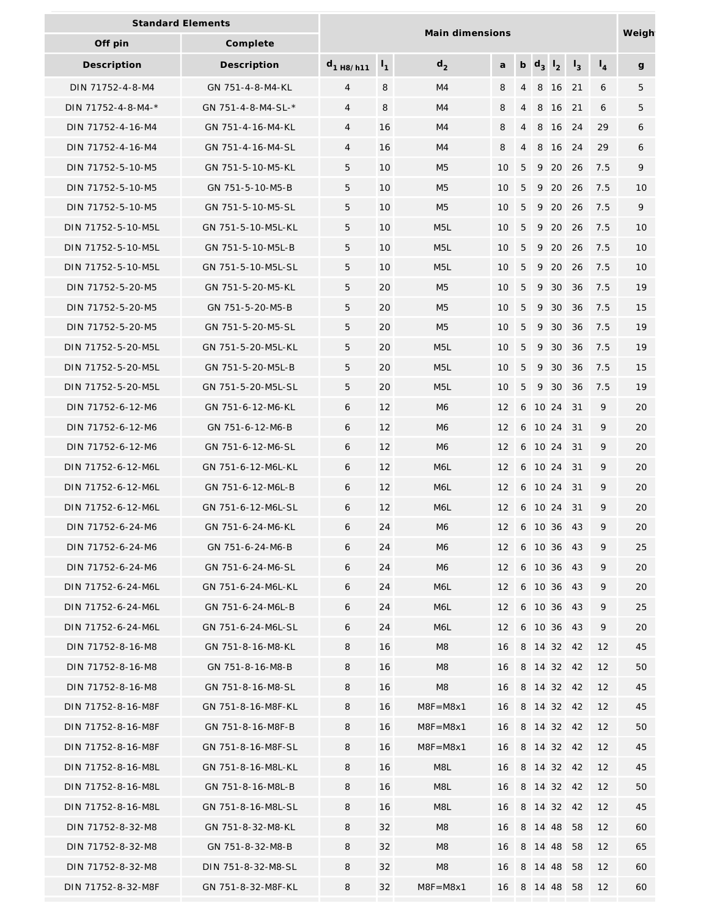| Standard Elements | | Main dimensions | | | | | | | | | Weight |
|---|---|---|---|---|---|---|---|---|---|---|---|
| Off pin | Complete | | | | | | | | | | |
| Description | Description | $d_{1\ H8/h11}$ | $l_1$ | $d_2$ | a | b | $d_3$ | $l_2$ | $l_3$ | $l_4$ | g |
| DIN 71752-4-8-M4 | GN 751-4-8-M4-KL | 4 | 8 | M4 | 8 | 4 | 8 | 16 | 21 | 6 | 5 |
| DIN 71752-4-8-M4-* | GN 751-4-8-M4-SL-* | 4 | 8 | M4 | 8 | 4 | 8 | 16 | 21 | 6 | 5 |
| DIN 71752-4-16-M4 | GN 751-4-16-M4-KL | 4 | 16 | M4 | 8 | 4 | 8 | 16 | 24 | 29 | 6 |
| DIN 71752-4-16-M4 | GN 751-4-16-M4-SL | 4 | 16 | M4 | 8 | 4 | 8 | 16 | 24 | 29 | 6 |
| DIN 71752-5-10-M5 | GN 751-5-10-M5-KL | 5 | 10 | M5 | 10 | 5 | 9 | 20 | 26 | 7.5 | 9 |
| DIN 71752-5-10-M5 | GN 751-5-10-M5-B | 5 | 10 | M5 | 10 | 5 | 9 | 20 | 26 | 7.5 | 10 |
| DIN 71752-5-10-M5 | GN 751-5-10-M5-SL | 5 | 10 | M5 | 10 | 5 | 9 | 20 | 26 | 7.5 | 9 |
| DIN 71752-5-10-M5L | GN 751-5-10-M5L-KL | 5 | 10 | M5L | 10 | 5 | 9 | 20 | 26 | 7.5 | 10 |
| DIN 71752-5-10-M5L | GN 751-5-10-M5L-B | 5 | 10 | M5L | 10 | 5 | 9 | 20 | 26 | 7.5 | 10 |
| DIN 71752-5-10-M5L | GN 751-5-10-M5L-SL | 5 | 10 | M5L | 10 | 5 | 9 | 20 | 26 | 7.5 | 10 |
| DIN 71752-5-20-M5 | GN 751-5-20-M5-KL | 5 | 20 | M5 | 10 | 5 | 9 | 30 | 36 | 7.5 | 19 |
| DIN 71752-5-20-M5 | GN 751-5-20-M5-B | 5 | 20 | M5 | 10 | 5 | 9 | 30 | 36 | 7.5 | 15 |
| DIN 71752-5-20-M5 | GN 751-5-20-M5-SL | 5 | 20 | M5 | 10 | 5 | 9 | 30 | 36 | 7.5 | 19 |
| DIN 71752-5-20-M5L | GN 751-5-20-M5L-KL | 5 | 20 | M5L | 10 | 5 | 9 | 30 | 36 | 7.5 | 19 |
| DIN 71752-5-20-M5L | GN 751-5-20-M5L-B | 5 | 20 | M5L | 10 | 5 | 9 | 30 | 36 | 7.5 | 15 |
| DIN 71752-5-20-M5L | GN 751-5-20-M5L-SL | 5 | 20 | M5L | 10 | 5 | 9 | 30 | 36 | 7.5 | 19 |
| DIN 71752-6-12-M6 | GN 751-6-12-M6-KL | 6 | 12 | M6 | 12 | 6 | 10 | 24 | 31 | 9 | 20 |
| DIN 71752-6-12-M6 | GN 751-6-12-M6-B | 6 | 12 | M6 | 12 | 6 | 10 | 24 | 31 | 9 | 20 |
| DIN 71752-6-12-M6 | GN 751-6-12-M6-SL | 6 | 12 | M6 | 12 | 6 | 10 | 24 | 31 | 9 | 20 |
| DIN 71752-6-12-M6L | GN 751-6-12-M6L-KL | 6 | 12 | M6L | 12 | 6 | 10 | 24 | 31 | 9 | 20 |
| DIN 71752-6-12-M6L | GN 751-6-12-M6L-B | 6 | 12 | M6L | 12 | 6 | 10 | 24 | 31 | 9 | 20 |
| DIN 71752-6-12-M6L | GN 751-6-12-M6L-SL | 6 | 12 | M6L | 12 | 6 | 10 | 24 | 31 | 9 | 20 |
| DIN 71752-6-24-M6 | GN 751-6-24-M6-KL | 6 | 24 | M6 | 12 | 6 | 10 | 36 | 43 | 9 | 20 |
| DIN 71752-6-24-M6 | GN 751-6-24-M6-B | 6 | 24 | M6 | 12 | 6 | 10 | 36 | 43 | 9 | 25 |
| DIN 71752-6-24-M6 | GN 751-6-24-M6-SL | 6 | 24 | M6 | 12 | 6 | 10 | 36 | 43 | 9 | 20 |
| DIN 71752-6-24-M6L | GN 751-6-24-M6L-KL | 6 | 24 | M6L | 12 | 6 | 10 | 36 | 43 | 9 | 20 |
| DIN 71752-6-24-M6L | GN 751-6-24-M6L-B | 6 | 24 | M6L | 12 | 6 | 10 | 36 | 43 | 9 | 25 |
| DIN 71752-6-24-M6L | GN 751-6-24-M6L-SL | 6 | 24 | M6L | 12 | 6 | 10 | 36 | 43 | 9 | 20 |
| DIN 71752-8-16-M8 | GN 751-8-16-M8-KL | 8 | 16 | M8 | 16 | 8 | 14 | 32 | 42 | 12 | 45 |
| DIN 71752-8-16-M8 | GN 751-8-16-M8-B | 8 | 16 | M8 | 16 | 8 | 14 | 32 | 42 | 12 | 50 |
| DIN 71752-8-16-M8 | GN 751-8-16-M8-SL | 8 | 16 | M8 | 16 | 8 | 14 | 32 | 42 | 12 | 45 |
| DIN 71752-8-16-M8F | GN 751-8-16-M8F-KL | 8 | 16 | M8F=M8x1 | 16 | 8 | 14 | 32 | 42 | 12 | 45 |
| DIN 71752-8-16-M8F | GN 751-8-16-M8F-B | 8 | 16 | M8F=M8x1 | 16 | 8 | 14 | 32 | 42 | 12 | 50 |
| DIN 71752-8-16-M8F | GN 751-8-16-M8F-SL | 8 | 16 | M8F=M8x1 | 16 | 8 | 14 | 32 | 42 | 12 | 45 |
| DIN 71752-8-16-M8L | GN 751-8-16-M8L-KL | 8 | 16 | M8L | 16 | 8 | 14 | 32 | 42 | 12 | 45 |
| DIN 71752-8-16-M8L | GN 751-8-16-M8L-B | 8 | 16 | M8L | 16 | 8 | 14 | 32 | 42 | 12 | 50 |
| DIN 71752-8-16-M8L | GN 751-8-16-M8L-SL | 8 | 16 | M8L | 16 | 8 | 14 | 32 | 42 | 12 | 45 |
| DIN 71752-8-32-M8 | GN 751-8-32-M8-KL | 8 | 32 | M8 | 16 | 8 | 14 | 48 | 58 | 12 | 60 |
| DIN 71752-8-32-M8 | GN 751-8-32-M8-B | 8 | 32 | M8 | 16 | 8 | 14 | 48 | 58 | 12 | 65 |
| DIN 71752-8-32-M8 | DIN 751-8-32-M8-SL | 8 | 32 | M8 | 16 | 8 | 14 | 48 | 58 | 12 | 60 |
| DIN 71752-8-32-M8F | GN 751-8-32-M8F-KL | 8 | 32 | M8F=M8x1 | 16 | 8 | 14 | 48 | 58 | 12 | 60 |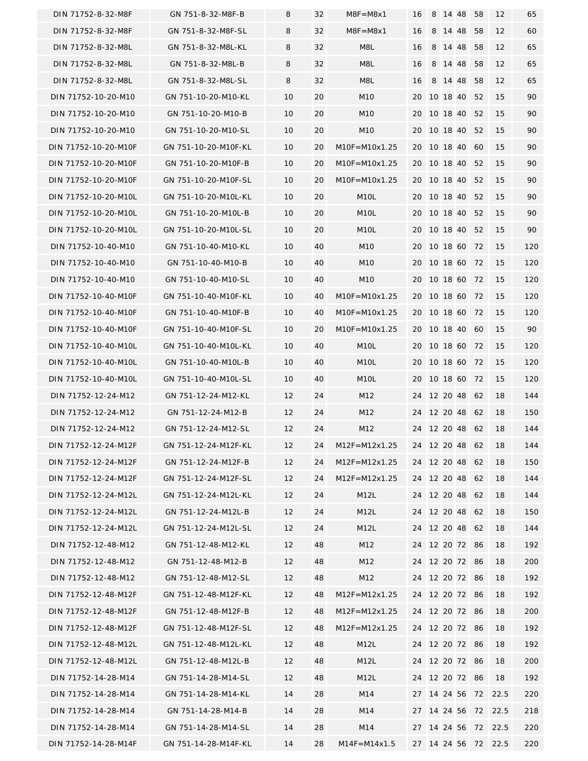| | | | | | | | | | | | |
|---|---|---|---|---|---|---|---|---|---|---|---|
| DIN 71752-8-32-M8F | GN 751-8-32-M8F-B | 8 | 32 | M8F=M8x1 | 16 | 8 | 14 | 48 | 58 | 12 | 65 |
| DIN 71752-8-32-M8F | GN 751-8-32-M8F-SL | 8 | 32 | M8F=M8x1 | 16 | 8 | 14 | 48 | 58 | 12 | 60 |
| DIN 71752-8-32-M8L | GN 751-8-32-M8L-KL | 8 | 32 | M8L | 16 | 8 | 14 | 48 | 58 | 12 | 65 |
| DIN 71752-8-32-M8L | GN 751-8-32-M8L-B | 8 | 32 | M8L | 16 | 8 | 14 | 48 | 58 | 12 | 65 |
| DIN 71752-8-32-M8L | GN 751-8-32-M8L-SL | 8 | 32 | M8L | 16 | 8 | 14 | 48 | 58 | 12 | 65 |
| DIN 71752-10-20-M10 | GN 751-10-20-M10-KL | 10 | 20 | M10 | 20 | 10 | 18 | 40 | 52 | 15 | 90 |
| DIN 71752-10-20-M10 | GN 751-10-20-M10-B | 10 | 20 | M10 | 20 | 10 | 18 | 40 | 52 | 15 | 90 |
| DIN 71752-10-20-M10 | GN 751-10-20-M10-SL | 10 | 20 | M10 | 20 | 10 | 18 | 40 | 52 | 15 | 90 |
| DIN 71752-10-20-M10F | GN 751-10-20-M10F-KL | 10 | 20 | M10F=M10x1.25 | 20 | 10 | 18 | 40 | 60 | 15 | 90 |
| DIN 71752-10-20-M10F | GN 751-10-20-M10F-B | 10 | 20 | M10F=M10x1.25 | 20 | 10 | 18 | 40 | 52 | 15 | 90 |
| DIN 71752-10-20-M10F | GN 751-10-20-M10F-SL | 10 | 20 | M10F=M10x1.25 | 20 | 10 | 18 | 40 | 52 | 15 | 90 |
| DIN 71752-10-20-M10L | GN 751-10-20-M10L-KL | 10 | 20 | M10L | 20 | 10 | 18 | 40 | 52 | 15 | 90 |
| DIN 71752-10-20-M10L | GN 751-10-20-M10L-B | 10 | 20 | M10L | 20 | 10 | 18 | 40 | 52 | 15 | 90 |
| DIN 71752-10-20-M10L | GN 751-10-20-M10L-SL | 10 | 20 | M10L | 20 | 10 | 18 | 40 | 52 | 15 | 90 |
| DIN 71752-10-40-M10 | GN 751-10-40-M10-KL | 10 | 40 | M10 | 20 | 10 | 18 | 60 | 72 | 15 | 120 |
| DIN 71752-10-40-M10 | GN 751-10-40-M10-B | 10 | 40 | M10 | 20 | 10 | 18 | 60 | 72 | 15 | 120 |
| DIN 71752-10-40-M10 | GN 751-10-40-M10-SL | 10 | 40 | M10 | 20 | 10 | 18 | 60 | 72 | 15 | 120 |
| DIN 71752-10-40-M10F | GN 751-10-40-M10F-KL | 10 | 40 | M10F=M10x1.25 | 20 | 10 | 18 | 60 | 72 | 15 | 120 |
| DIN 71752-10-40-M10F | GN 751-10-40-M10F-B | 10 | 40 | M10F=M10x1.25 | 20 | 10 | 18 | 60 | 72 | 15 | 120 |
| DIN 71752-10-40-M10F | GN 751-10-40-M10F-SL | 10 | 20 | M10F=M10x1.25 | 20 | 10 | 18 | 40 | 60 | 15 | 90 |
| DIN 71752-10-40-M10L | GN 751-10-40-M10L-KL | 10 | 40 | M10L | 20 | 10 | 18 | 60 | 72 | 15 | 120 |
| DIN 71752-10-40-M10L | GN 751-10-40-M10L-B | 10 | 40 | M10L | 20 | 10 | 18 | 60 | 72 | 15 | 120 |
| DIN 71752-10-40-M10L | GN 751-10-40-M10L-SL | 10 | 40 | M10L | 20 | 10 | 18 | 60 | 72 | 15 | 120 |
| DIN 71752-12-24-M12 | GN 751-12-24-M12-KL | 12 | 24 | M12 | 24 | 12 | 20 | 48 | 62 | 18 | 144 |
| DIN 71752-12-24-M12 | GN 751-12-24-M12-B | 12 | 24 | M12 | 24 | 12 | 20 | 48 | 62 | 18 | 150 |
| DIN 71752-12-24-M12 | GN 751-12-24-M12-SL | 12 | 24 | M12 | 24 | 12 | 20 | 48 | 62 | 18 | 144 |
| DIN 71752-12-24-M12F | GN 751-12-24-M12F-KL | 12 | 24 | M12F=M12x1.25 | 24 | 12 | 20 | 48 | 62 | 18 | 144 |
| DIN 71752-12-24-M12F | GN 751-12-24-M12F-B | 12 | 24 | M12F=M12x1.25 | 24 | 12 | 20 | 48 | 62 | 18 | 150 |
| DIN 71752-12-24-M12F | GN 751-12-24-M12F-SL | 12 | 24 | M12F=M12x1.25 | 24 | 12 | 20 | 48 | 62 | 18 | 144 |
| DIN 71752-12-24-M12L | GN 751-12-24-M12L-KL | 12 | 24 | M12L | 24 | 12 | 20 | 48 | 62 | 18 | 144 |
| DIN 71752-12-24-M12L | GN 751-12-24-M12L-B | 12 | 24 | M12L | 24 | 12 | 20 | 48 | 62 | 18 | 150 |
| DIN 71752-12-24-M12L | GN 751-12-24-M12L-SL | 12 | 24 | M12L | 24 | 12 | 20 | 48 | 62 | 18 | 144 |
| DIN 71752-12-48-M12 | GN 751-12-48-M12-KL | 12 | 48 | M12 | 24 | 12 | 20 | 72 | 86 | 18 | 192 |
| DIN 71752-12-48-M12 | GN 751-12-48-M12-B | 12 | 48 | M12 | 24 | 12 | 20 | 72 | 86 | 18 | 200 |
| DIN 71752-12-48-M12 | GN 751-12-48-M12-SL | 12 | 48 | M12 | 24 | 12 | 20 | 72 | 86 | 18 | 192 |
| DIN 71752-12-48-M12F | GN 751-12-48-M12F-KL | 12 | 48 | M12F=M12x1.25 | 24 | 12 | 20 | 72 | 86 | 18 | 192 |
| DIN 71752-12-48-M12F | GN 751-12-48-M12F-B | 12 | 48 | M12F=M12x1.25 | 24 | 12 | 20 | 72 | 86 | 18 | 200 |
| DIN 71752-12-48-M12F | GN 751-12-48-M12F-SL | 12 | 48 | M12F=M12x1.25 | 24 | 12 | 20 | 72 | 86 | 18 | 192 |
| DIN 71752-12-48-M12L | GN 751-12-48-M12L-KL | 12 | 48 | M12L | 24 | 12 | 20 | 72 | 86 | 18 | 192 |
| DIN 71752-12-48-M12L | GN 751-12-48-M12L-B | 12 | 48 | M12L | 24 | 12 | 20 | 72 | 86 | 18 | 200 |
| DIN 71752-14-28-M14 | GN 751-14-28-M14-SL | 12 | 48 | M12L | 24 | 12 | 20 | 72 | 86 | 18 | 192 |
| DIN 71752-14-28-M14 | GN 751-14-28-M14-KL | 14 | 28 | M14 | 27 | 14 | 24 | 56 | 72 | 22.5 | 220 |
| DIN 71752-14-28-M14 | GN 751-14-28-M14-B | 14 | 28 | M14 | 27 | 14 | 24 | 56 | 72 | 22.5 | 218 |
| DIN 71752-14-28-M14 | GN 751-14-28-M14-SL | 14 | 28 | M14 | 27 | 14 | 24 | 56 | 72 | 22.5 | 220 |
| DIN 71752-14-28-M14F | GN 751-14-28-M14F-KL | 14 | 28 | M14F=M14x1.5 | 27 | 14 | 24 | 56 | 72 | 22.5 | 220 |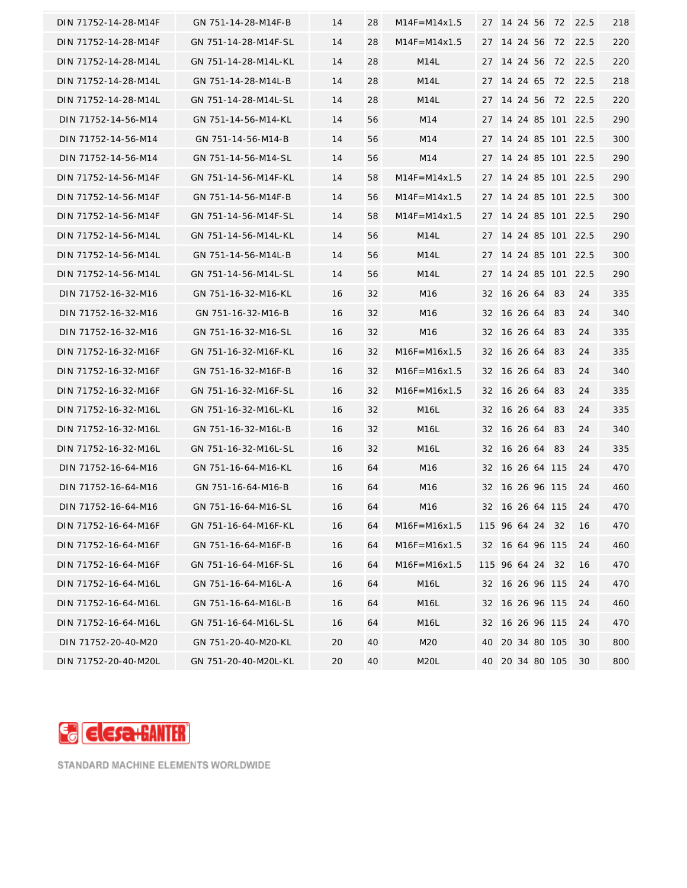| | | | | | | | | | | | |
|---|---|---|---|---|---|---|---|---|---|---|---|
| DIN 71752-14-28-M14F | GN 751-14-28-M14F-B | 14 | 28 | M14F=M14x1.5 | 27 | 14 | 24 | 56 | 72 | 22.5 | 218 |
| DIN 71752-14-28-M14F | GN 751-14-28-M14F-SL | 14 | 28 | M14F=M14x1.5 | 27 | 14 | 24 | 56 | 72 | 22.5 | 220 |
| DIN 71752-14-28-M14L | GN 751-14-28-M14L-KL | 14 | 28 | M14L | 27 | 14 | 24 | 56 | 72 | 22.5 | 220 |
| DIN 71752-14-28-M14L | GN 751-14-28-M14L-B | 14 | 28 | M14L | 27 | 14 | 24 | 65 | 72 | 22.5 | 218 |
| DIN 71752-14-28-M14L | GN 751-14-28-M14L-SL | 14 | 28 | M14L | 27 | 14 | 24 | 56 | 72 | 22.5 | 220 |
| DIN 71752-14-56-M14 | GN 751-14-56-M14-KL | 14 | 56 | M14 | 27 | 14 | 24 | 85 | 101 | 22.5 | 290 |
| DIN 71752-14-56-M14 | GN 751-14-56-M14-B | 14 | 56 | M14 | 27 | 14 | 24 | 85 | 101 | 22.5 | 300 |
| DIN 71752-14-56-M14 | GN 751-14-56-M14-SL | 14 | 56 | M14 | 27 | 14 | 24 | 85 | 101 | 22.5 | 290 |
| DIN 71752-14-56-M14F | GN 751-14-56-M14F-KL | 14 | 58 | M14F=M14x1.5 | 27 | 14 | 24 | 85 | 101 | 22.5 | 290 |
| DIN 71752-14-56-M14F | GN 751-14-56-M14F-B | 14 | 56 | M14F=M14x1.5 | 27 | 14 | 24 | 85 | 101 | 22.5 | 300 |
| DIN 71752-14-56-M14F | GN 751-14-56-M14F-SL | 14 | 58 | M14F=M14x1.5 | 27 | 14 | 24 | 85 | 101 | 22.5 | 290 |
| DIN 71752-14-56-M14L | GN 751-14-56-M14L-KL | 14 | 56 | M14L | 27 | 14 | 24 | 85 | 101 | 22.5 | 290 |
| DIN 71752-14-56-M14L | GN 751-14-56-M14L-B | 14 | 56 | M14L | 27 | 14 | 24 | 85 | 101 | 22.5 | 300 |
| DIN 71752-14-56-M14L | GN 751-14-56-M14L-SL | 14 | 56 | M14L | 27 | 14 | 24 | 85 | 101 | 22.5 | 290 |
| DIN 71752-16-32-M16 | GN 751-16-32-M16-KL | 16 | 32 | M16 | 32 | 16 | 26 | 64 | 83 | 24 | 335 |
| DIN 71752-16-32-M16 | GN 751-16-32-M16-B | 16 | 32 | M16 | 32 | 16 | 26 | 64 | 83 | 24 | 340 |
| DIN 71752-16-32-M16 | GN 751-16-32-M16-SL | 16 | 32 | M16 | 32 | 16 | 26 | 64 | 83 | 24 | 335 |
| DIN 71752-16-32-M16F | GN 751-16-32-M16F-KL | 16 | 32 | M16F=M16x1.5 | 32 | 16 | 26 | 64 | 83 | 24 | 335 |
| DIN 71752-16-32-M16F | GN 751-16-32-M16F-B | 16 | 32 | M16F=M16x1.5 | 32 | 16 | 26 | 64 | 83 | 24 | 340 |
| DIN 71752-16-32-M16F | GN 751-16-32-M16F-SL | 16 | 32 | M16F=M16x1.5 | 32 | 16 | 26 | 64 | 83 | 24 | 335 |
| DIN 71752-16-32-M16L | GN 751-16-32-M16L-KL | 16 | 32 | M16L | 32 | 16 | 26 | 64 | 83 | 24 | 335 |
| DIN 71752-16-32-M16L | GN 751-16-32-M16L-B | 16 | 32 | M16L | 32 | 16 | 26 | 64 | 83 | 24 | 340 |
| DIN 71752-16-32-M16L | GN 751-16-32-M16L-SL | 16 | 32 | M16L | 32 | 16 | 26 | 64 | 83 | 24 | 335 |
| DIN 71752-16-64-M16 | GN 751-16-64-M16-KL | 16 | 64 | M16 | 32 | 16 | 26 | 64 | 115 | 24 | 470 |
| DIN 71752-16-64-M16 | GN 751-16-64-M16-B | 16 | 64 | M16 | 32 | 16 | 26 | 96 | 115 | 24 | 460 |
| DIN 71752-16-64-M16 | GN 751-16-64-M16-SL | 16 | 64 | M16 | 32 | 16 | 26 | 64 | 115 | 24 | 470 |
| DIN 71752-16-64-M16F | GN 751-16-64-M16F-KL | 16 | 64 | M16F=M16x1.5 | 115 | 96 | 64 | 24 | 32 | 16 | 470 |
| DIN 71752-16-64-M16F | GN 751-16-64-M16F-B | 16 | 64 | M16F=M16x1.5 | 32 | 16 | 64 | 96 | 115 | 24 | 460 |
| DIN 71752-16-64-M16F | GN 751-16-64-M16F-SL | 16 | 64 | M16F=M16x1.5 | 115 | 96 | 64 | 24 | 32 | 16 | 470 |
| DIN 71752-16-64-M16L | GN 751-16-64-M16L-A | 16 | 64 | M16L | 32 | 16 | 26 | 96 | 115 | 24 | 470 |
| DIN 71752-16-64-M16L | GN 751-16-64-M16L-B | 16 | 64 | M16L | 32 | 16 | 26 | 96 | 115 | 24 | 460 |
| DIN 71752-16-64-M16L | GN 751-16-64-M16L-SL | 16 | 64 | M16L | 32 | 16 | 26 | 96 | 115 | 24 | 470 |
| DIN 71752-20-40-M20 | GN 751-20-40-M20-KL | 20 | 40 | M20 | 40 | 20 | 34 | 80 | 105 | 30 | 800 |
| DIN 71752-20-40-M20L | GN 751-20-40-M20L-KL | 20 | 40 | M20L | 40 | 20 | 34 | 80 | 105 | 30 | 800 |

elesa+GANTER

STANDARD MACHINE ELEMENTS WORLDWIDE